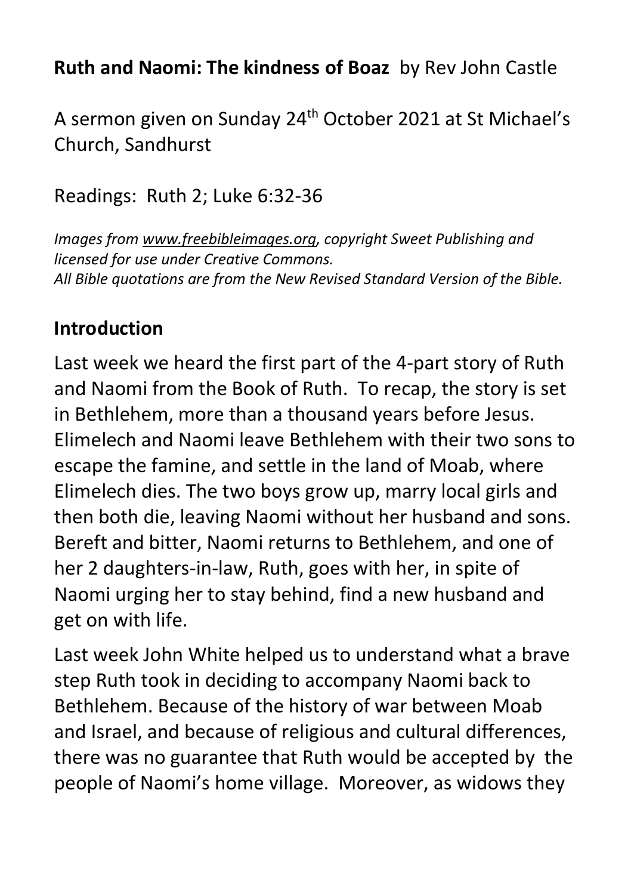**Ruth and Naomi: The kindness of Boaz** by Rev John Castle

A sermon given on Sunday 24th October 2021 at St Michael's Church, Sandhurst

Readings: Ruth 2; Luke 6:32-36

*Images from www.freebibleimages.org, copyright Sweet Publishing and licensed for use under Creative Commons.*
*All Bible quotations are from the New Revised Standard Version of the Bible.*

## Introduction

Last week we heard the first part of the 4-part story of Ruth and Naomi from the Book of Ruth. To recap, the story is set in Bethlehem, more than a thousand years before Jesus. Elimelech and Naomi leave Bethlehem with their two sons to escape the famine, and settle in the land of Moab, where Elimelech dies. The two boys grow up, marry local girls and then both die, leaving Naomi without her husband and sons. Bereft and bitter, Naomi returns to Bethlehem, and one of her 2 daughters-in-law, Ruth, goes with her, in spite of Naomi urging her to stay behind, find a new husband and get on with life.

Last week John White helped us to understand what a brave step Ruth took in deciding to accompany Naomi back to Bethlehem. Because of the history of war between Moab and Israel, and because of religious and cultural differences, there was no guarantee that Ruth would be accepted by the people of Naomi's home village. Moreover, as widows they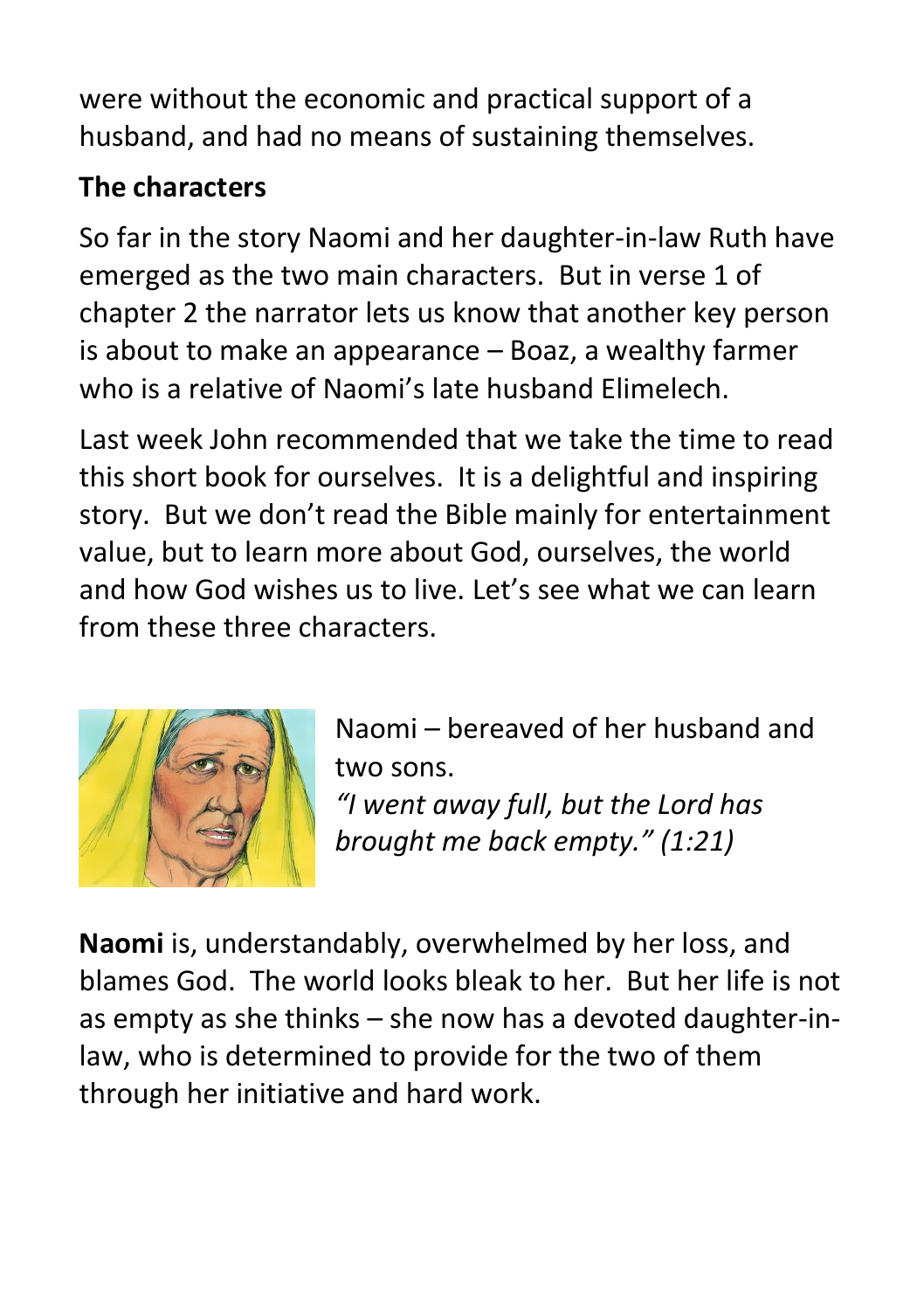were without the economic and practical support of a husband, and had no means of sustaining themselves.

**The characters**

So far in the story Naomi and her daughter-in-law Ruth have emerged as the two main characters. But in verse 1 of chapter 2 the narrator lets us know that another key person is about to make an appearance – Boaz, a wealthy farmer who is a relative of Naomi's late husband Elimelech.

Last week John recommended that we take the time to read this short book for ourselves. It is a delightful and inspiring story. But we don't read the Bible mainly for entertainment value, but to learn more about God, ourselves, the world and how God wishes us to live. Let's see what we can learn from these three characters.

Naomi – bereaved of her husband and two sons.
*"I went away full, but the Lord has brought me back empty." (1:21)*

**Naomi** is, understandably, overwhelmed by her loss, and blames God. The world looks bleak to her. But her life is not as empty as she thinks – she now has a devoted daughter-in-law, who is determined to provide for the two of them through her initiative and hard work.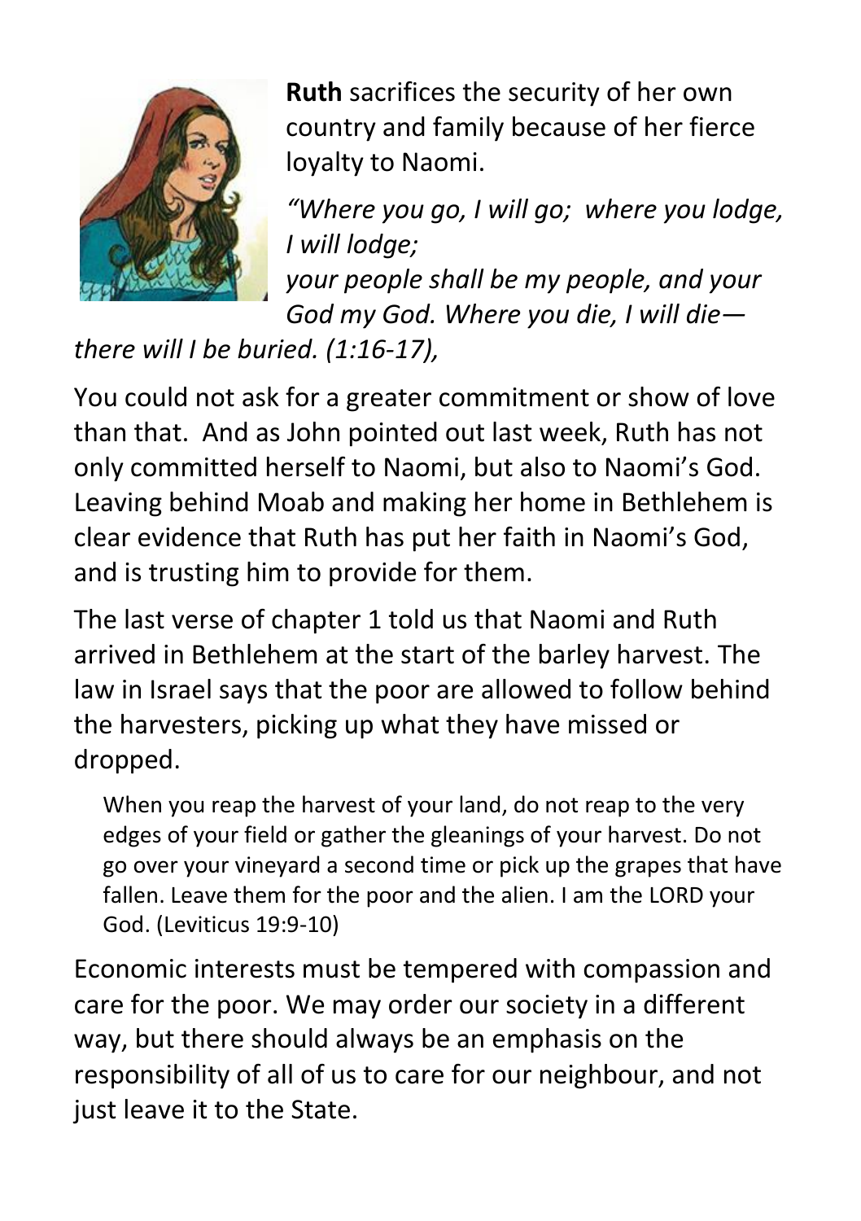**Ruth** sacrifices the security of her own country and family because of her fierce loyalty to Naomi.

*"Where you go, I will go; where you lodge, I will lodge;*
*your people shall be my people, and your God my God. Where you die, I will die—there will I be buried. (1:16-17),*

You could not ask for a greater commitment or show of love than that. And as John pointed out last week, Ruth has not only committed herself to Naomi, but also to Naomi's God. Leaving behind Moab and making her home in Bethlehem is clear evidence that Ruth has put her faith in Naomi's God, and is trusting him to provide for them.

The last verse of chapter 1 told us that Naomi and Ruth arrived in Bethlehem at the start of the barley harvest. The law in Israel says that the poor are allowed to follow behind the harvesters, picking up what they have missed or dropped.

> When you reap the harvest of your land, do not reap to the very edges of your field or gather the gleanings of your harvest. Do not go over your vineyard a second time or pick up the grapes that have fallen. Leave them for the poor and the alien. I am the LORD your God. (Leviticus 19:9-10)

Economic interests must be tempered with compassion and care for the poor. We may order our society in a different way, but there should always be an emphasis on the responsibility of all of us to care for our neighbour, and not just leave it to the State.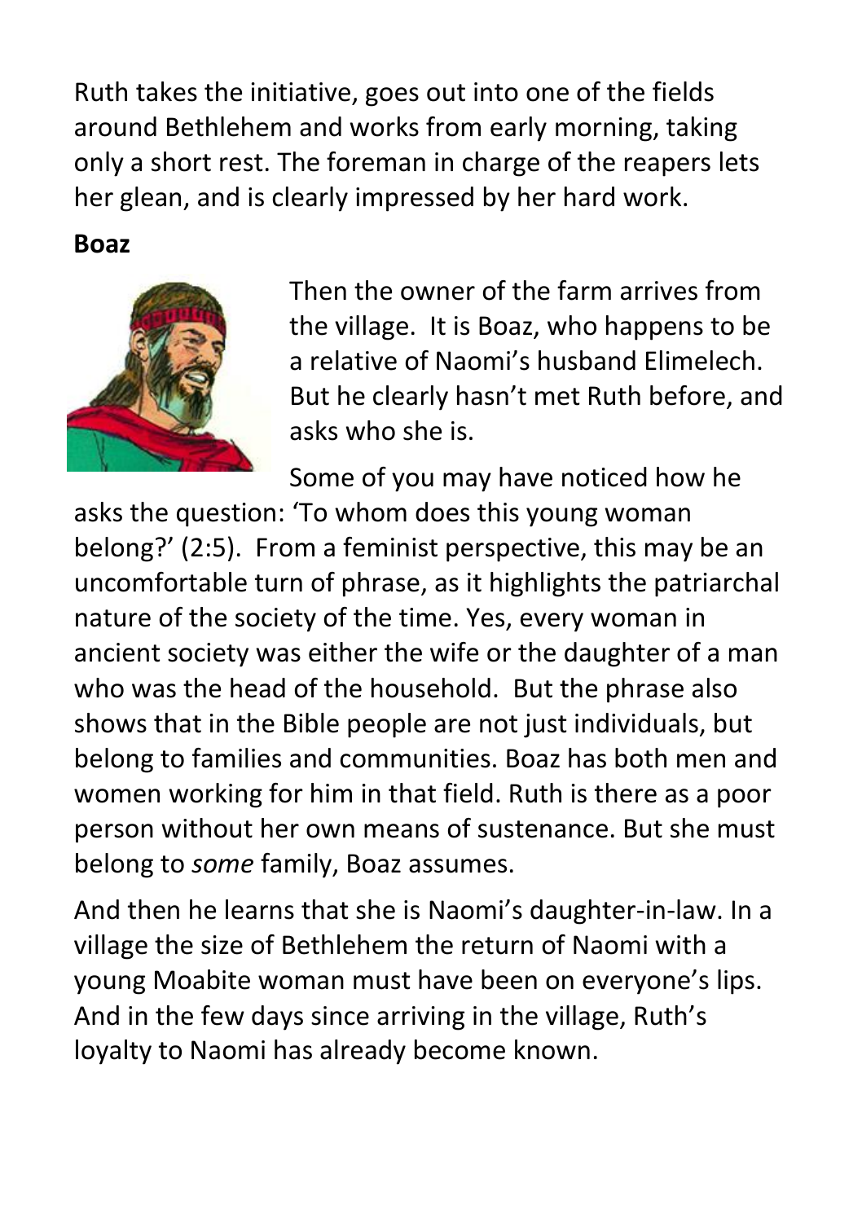Ruth takes the initiative, goes out into one of the fields around Bethlehem and works from early morning, taking only a short rest. The foreman in charge of the reapers lets her glean, and is clearly impressed by her hard work.

**Boaz**

Then the owner of the farm arrives from the village. It is Boaz, who happens to be a relative of Naomi's husband Elimelech. But he clearly hasn't met Ruth before, and asks who she is.

Some of you may have noticed how he asks the question: 'To whom does this young woman belong?' (2:5). From a feminist perspective, this may be an uncomfortable turn of phrase, as it highlights the patriarchal nature of the society of the time. Yes, every woman in ancient society was either the wife or the daughter of a man who was the head of the household. But the phrase also shows that in the Bible people are not just individuals, but belong to families and communities. Boaz has both men and women working for him in that field. Ruth is there as a poor person without her own means of sustenance. But she must belong to *some* family, Boaz assumes.

And then he learns that she is Naomi's daughter-in-law. In a village the size of Bethlehem the return of Naomi with a young Moabite woman must have been on everyone's lips. And in the few days since arriving in the village, Ruth's loyalty to Naomi has already become known.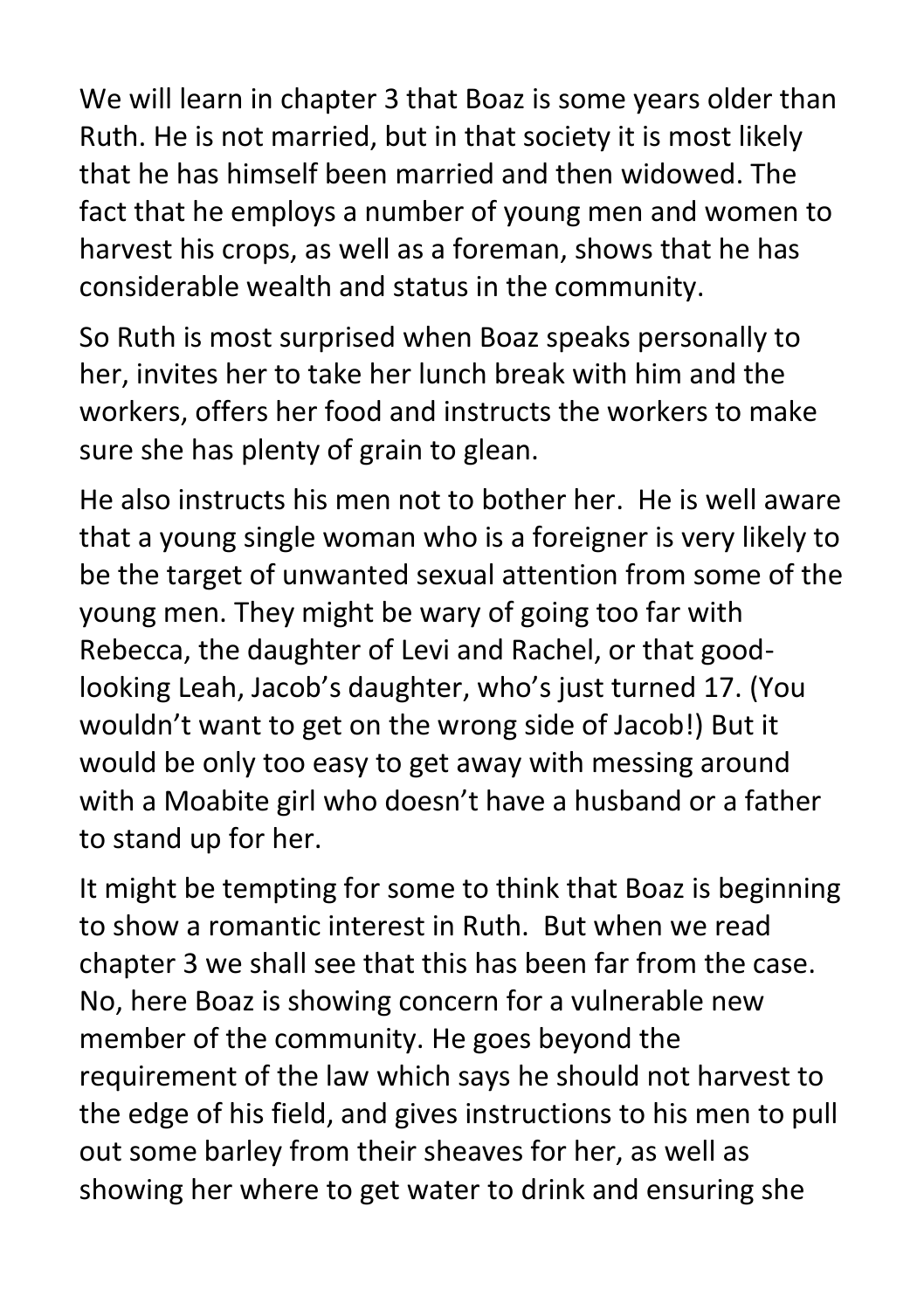We will learn in chapter 3 that Boaz is some years older than Ruth. He is not married, but in that society it is most likely that he has himself been married and then widowed. The fact that he employs a number of young men and women to harvest his crops, as well as a foreman, shows that he has considerable wealth and status in the community.

So Ruth is most surprised when Boaz speaks personally to her, invites her to take her lunch break with him and the workers, offers her food and instructs the workers to make sure she has plenty of grain to glean.

He also instructs his men not to bother her.  He is well aware that a young single woman who is a foreigner is very likely to be the target of unwanted sexual attention from some of the young men. They might be wary of going too far with Rebecca, the daughter of Levi and Rachel, or that good-looking Leah, Jacob's daughter, who's just turned 17. (You wouldn't want to get on the wrong side of Jacob!) But it would be only too easy to get away with messing around with a Moabite girl who doesn't have a husband or a father to stand up for her.

It might be tempting for some to think that Boaz is beginning to show a romantic interest in Ruth.  But when we read chapter 3 we shall see that this has been far from the case. No, here Boaz is showing concern for a vulnerable new member of the community. He goes beyond the requirement of the law which says he should not harvest to the edge of his field, and gives instructions to his men to pull out some barley from their sheaves for her, as well as showing her where to get water to drink and ensuring she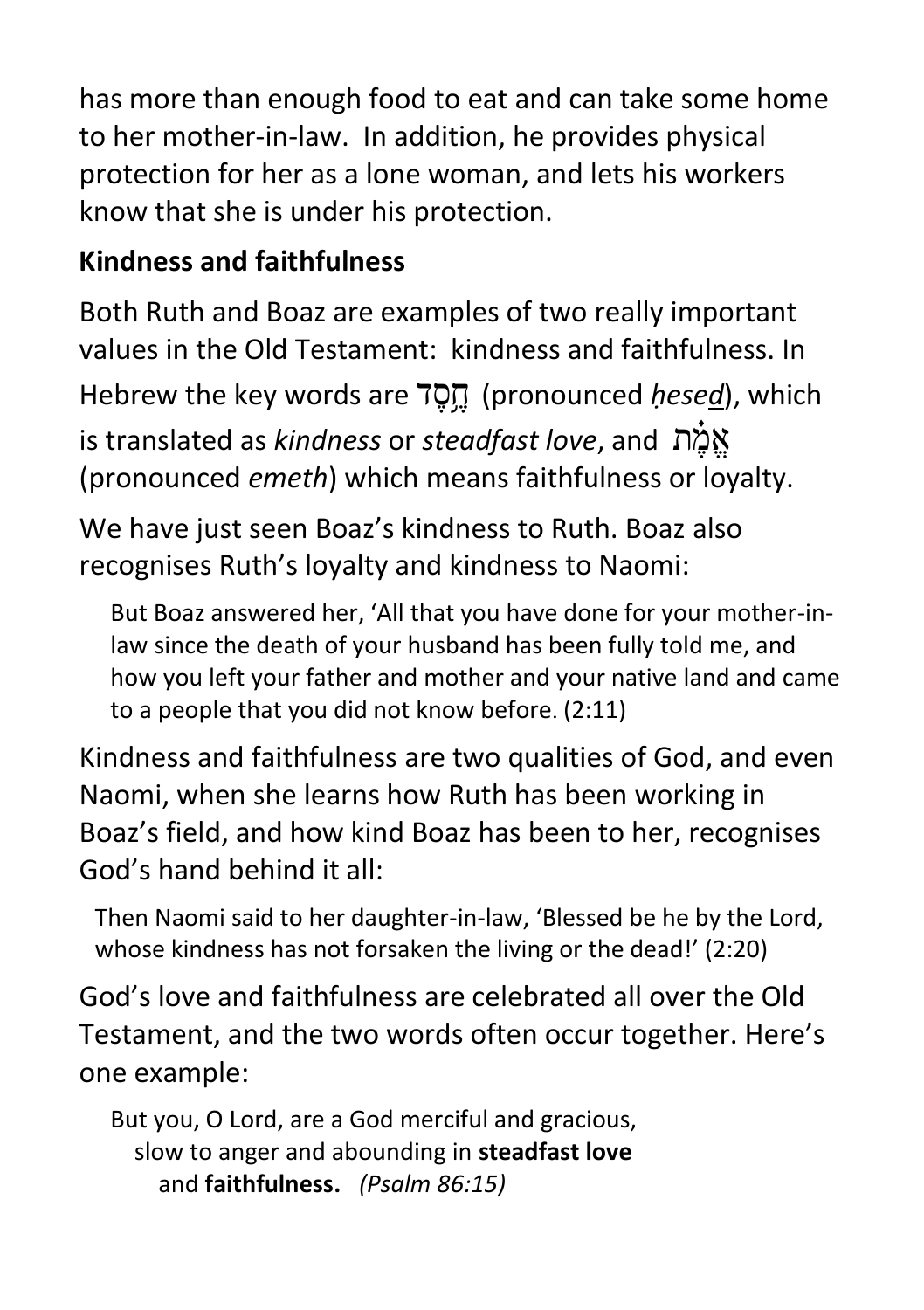has more than enough food to eat and can take some home to her mother-in-law. In addition, he provides physical protection for her as a lone woman, and lets his workers know that she is under his protection.

**Kindness and faithfulness**

Both Ruth and Boaz are examples of two really important values in the Old Testament: kindness and faithfulness. In Hebrew the key words are חֶסֶד (pronounced *ḥese<u>d</u>*), which is translated as *kindness* or *steadfast love*, and אֱמֶת (pronounced *emeth*) which means faithfulness or loyalty.

We have just seen Boaz's kindness to Ruth. Boaz also recognises Ruth's loyalty and kindness to Naomi:

> But Boaz answered her, 'All that you have done for your mother-in-law since the death of your husband has been fully told me, and how you left your father and mother and your native land and came to a people that you did not know before. (2:11)

Kindness and faithfulness are two qualities of God, and even Naomi, when she learns how Ruth has been working in Boaz's field, and how kind Boaz has been to her, recognises God's hand behind it all:

> Then Naomi said to her daughter-in-law, 'Blessed be he by the Lord, whose kindness has not forsaken the living or the dead!' (2:20)

God's love and faithfulness are celebrated all over the Old Testament, and the two words often occur together. Here's one example:

> But you, O Lord, are a God merciful and gracious,
> slow to anger and abounding in **steadfast love**
> and **faithfulness.** *(Psalm 86:15)*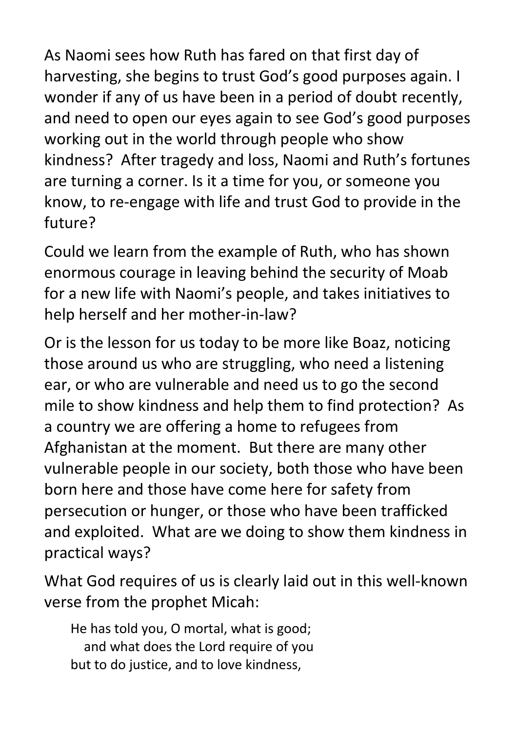As Naomi sees how Ruth has fared on that first day of harvesting, she begins to trust God's good purposes again. I wonder if any of us have been in a period of doubt recently, and need to open our eyes again to see God's good purposes working out in the world through people who show kindness? After tragedy and loss, Naomi and Ruth's fortunes are turning a corner. Is it a time for you, or someone you know, to re-engage with life and trust God to provide in the future?

Could we learn from the example of Ruth, who has shown enormous courage in leaving behind the security of Moab for a new life with Naomi's people, and takes initiatives to help herself and her mother-in-law?

Or is the lesson for us today to be more like Boaz, noticing those around us who are struggling, who need a listening ear, or who are vulnerable and need us to go the second mile to show kindness and help them to find protection? As a country we are offering a home to refugees from Afghanistan at the moment. But there are many other vulnerable people in our society, both those who have been born here and those have come here for safety from persecution or hunger, or those who have been trafficked and exploited. What are we doing to show them kindness in practical ways?

What God requires of us is clearly laid out in this well-known verse from the prophet Micah:

> He has told you, O mortal, what is good;
> and what does the Lord require of you
> but to do justice, and to love kindness,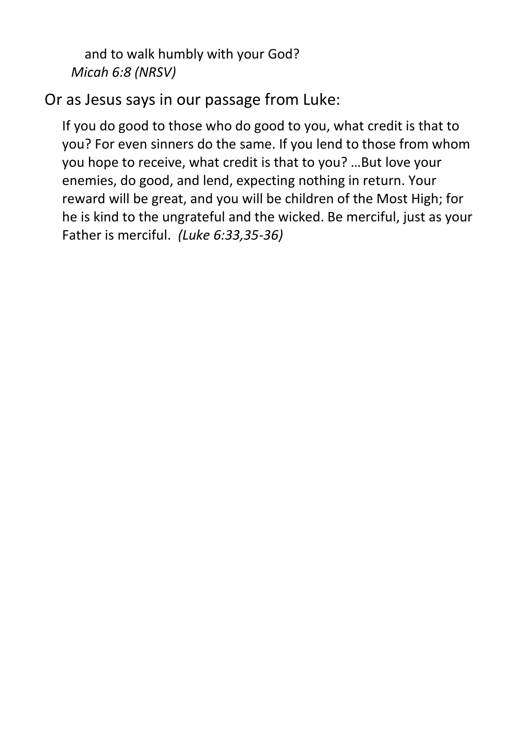and to walk humbly with your God?
*Micah 6:8 (NRSV)*

Or as Jesus says in our passage from Luke:

If you do good to those who do good to you, what credit is that to you? For even sinners do the same. If you lend to those from whom you hope to receive, what credit is that to you? …But love your enemies, do good, and lend, expecting nothing in return. Your reward will be great, and you will be children of the Most High; for he is kind to the ungrateful and the wicked. Be merciful, just as your Father is merciful. *(Luke 6:33,35-36)*